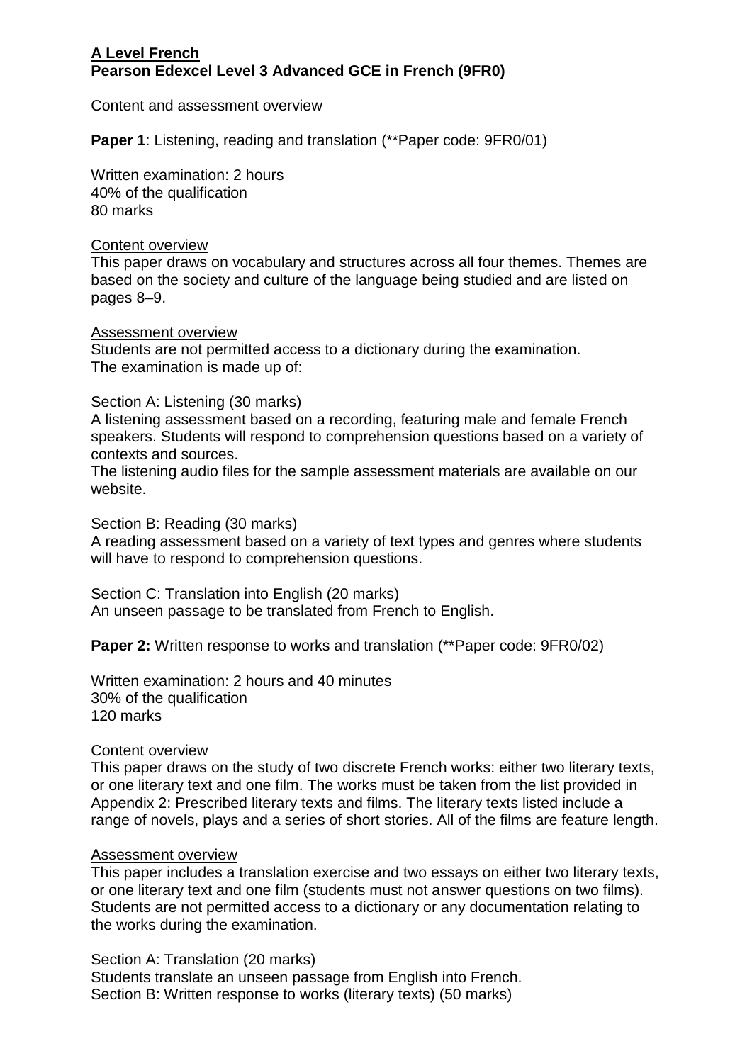**A Level French**
**Pearson Edexcel Level 3 Advanced GCE in French (9FR0)**

Content and assessment overview

**Paper 1**: Listening, reading and translation (**Paper code: 9FR0/01)

Written examination: 2 hours
40% of the qualification
80 marks

Content overview
This paper draws on vocabulary and structures across all four themes. Themes are based on the society and culture of the language being studied and are listed on pages 8–9.

Assessment overview
Students are not permitted access to a dictionary during the examination.
The examination is made up of:

Section A: Listening (30 marks)
A listening assessment based on a recording, featuring male and female French speakers. Students will respond to comprehension questions based on a variety of contexts and sources.
The listening audio files for the sample assessment materials are available on our website.

Section B: Reading (30 marks)
A reading assessment based on a variety of text types and genres where students will have to respond to comprehension questions.

Section C: Translation into English (20 marks)
An unseen passage to be translated from French to English.

**Paper 2:** Written response to works and translation (**Paper code: 9FR0/02)

Written examination: 2 hours and 40 minutes
30% of the qualification
120 marks

Content overview
This paper draws on the study of two discrete French works: either two literary texts, or one literary text and one film. The works must be taken from the list provided in Appendix 2: Prescribed literary texts and films. The literary texts listed include a range of novels, plays and a series of short stories. All of the films are feature length.

Assessment overview
This paper includes a translation exercise and two essays on either two literary texts, or one literary text and one film (students must not answer questions on two films). Students are not permitted access to a dictionary or any documentation relating to the works during the examination.

Section A: Translation (20 marks)
Students translate an unseen passage from English into French.
Section B: Written response to works (literary texts) (50 marks)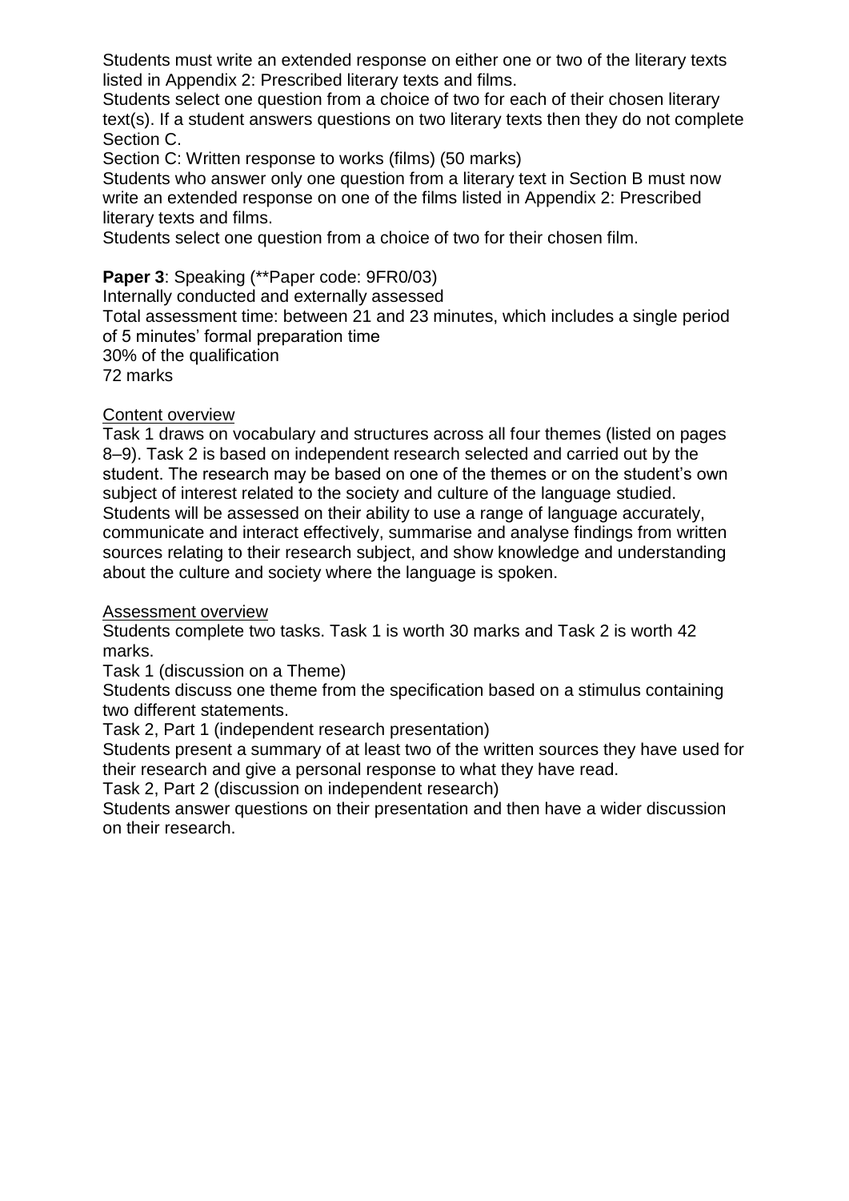Students must write an extended response on either one or two of the literary texts listed in Appendix 2: Prescribed literary texts and films.

Students select one question from a choice of two for each of their chosen literary text(s). If a student answers questions on two literary texts then they do not complete Section C.

Section C: Written response to works (films) (50 marks)

Students who answer only one question from a literary text in Section B must now write an extended response on one of the films listed in Appendix 2: Prescribed literary texts and films.

Students select one question from a choice of two for their chosen film.

**Paper 3**: Speaking (**Paper code: 9FR0/03)

Internally conducted and externally assessed

Total assessment time: between 21 and 23 minutes, which includes a single period of 5 minutes' formal preparation time

30% of the qualification

72 marks

<u>Content overview</u>

Task 1 draws on vocabulary and structures across all four themes (listed on pages 8–9). Task 2 is based on independent research selected and carried out by the student. The research may be based on one of the themes or on the student's own subject of interest related to the society and culture of the language studied. Students will be assessed on their ability to use a range of language accurately, communicate and interact effectively, summarise and analyse findings from written sources relating to their research subject, and show knowledge and understanding about the culture and society where the language is spoken.

<u>Assessment overview</u>

Students complete two tasks. Task 1 is worth 30 marks and Task 2 is worth 42 marks.

Task 1 (discussion on a Theme)

Students discuss one theme from the specification based on a stimulus containing two different statements.

Task 2, Part 1 (independent research presentation)

Students present a summary of at least two of the written sources they have used for their research and give a personal response to what they have read.

Task 2, Part 2 (discussion on independent research)

Students answer questions on their presentation and then have a wider discussion on their research.